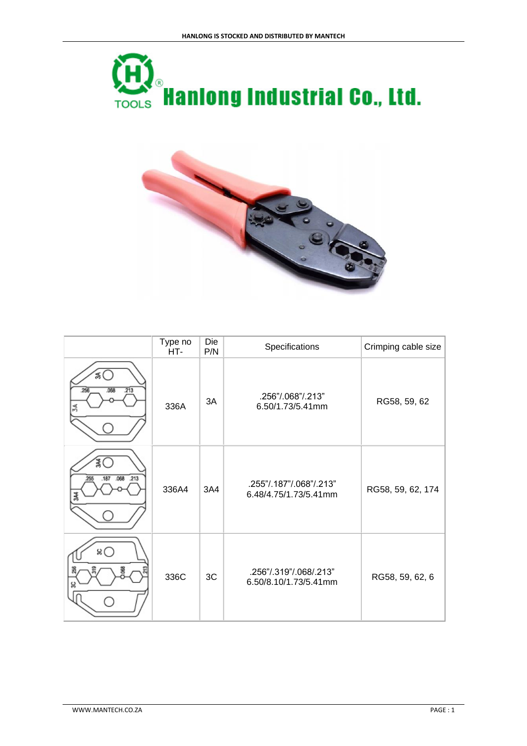# Hanlong Industrial Co., Ltd.

| | Type no HT- | Die P/N | Specifications | Crimping cable size |
|---|---|---|---|---|
| | 336A | 3A | .256"/.068"/.213" 6.50/1.73/5.41mm | RG58, 59, 62 |
| | 336A4 | 3A4 | .255"/.187"/.068"/.213" 6.48/4.75/1.73/5.41mm | RG58, 59, 62, 174 |
| | 336C | 3C | .256"/.319"/.068/.213" 6.50/8.10/1.73/5.41mm | RG58, 59, 62, 6 |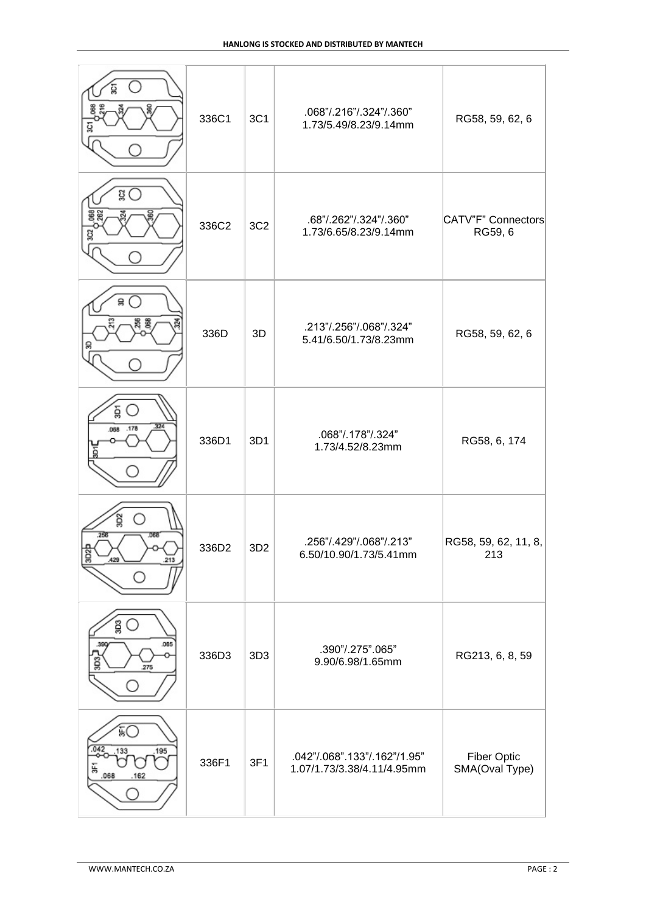| | | | | |
|---|---|---|---|---|
| | 336C1 | 3C1 | .068"/.216"/.324"/.360"<br>1.73/5.49/8.23/9.14mm | RG58, 59, 62, 6 |
| | 336C2 | 3C2 | .68"/.262"/.324"/.360"<br>1.73/6.65/8.23/9.14mm | CATV"F" Connectors<br>RG59, 6 |
| | 336D | 3D | .213"/.256"/.068"/.324"<br>5.41/6.50/1.73/8.23mm | RG58, 59, 62, 6 |
| | 336D1 | 3D1 | .068"/.178"/.324"<br>1.73/4.52/8.23mm | RG58, 6, 174 |
| | 336D2 | 3D2 | .256"/.429"/.068"/.213"<br>6.50/10.90/1.73/5.41mm | RG58, 59, 62, 11, 8, 213 |
| | 336D3 | 3D3 | .390"/.275".065"<br>9.90/6.98/1.65mm | RG213, 6, 8, 59 |
| | 336F1 | 3F1 | .042"/.068".133"/.162"/1.95"<br>1.07/1.73/3.38/4.11/4.95mm | Fiber Optic<br>SMA(Oval Type) |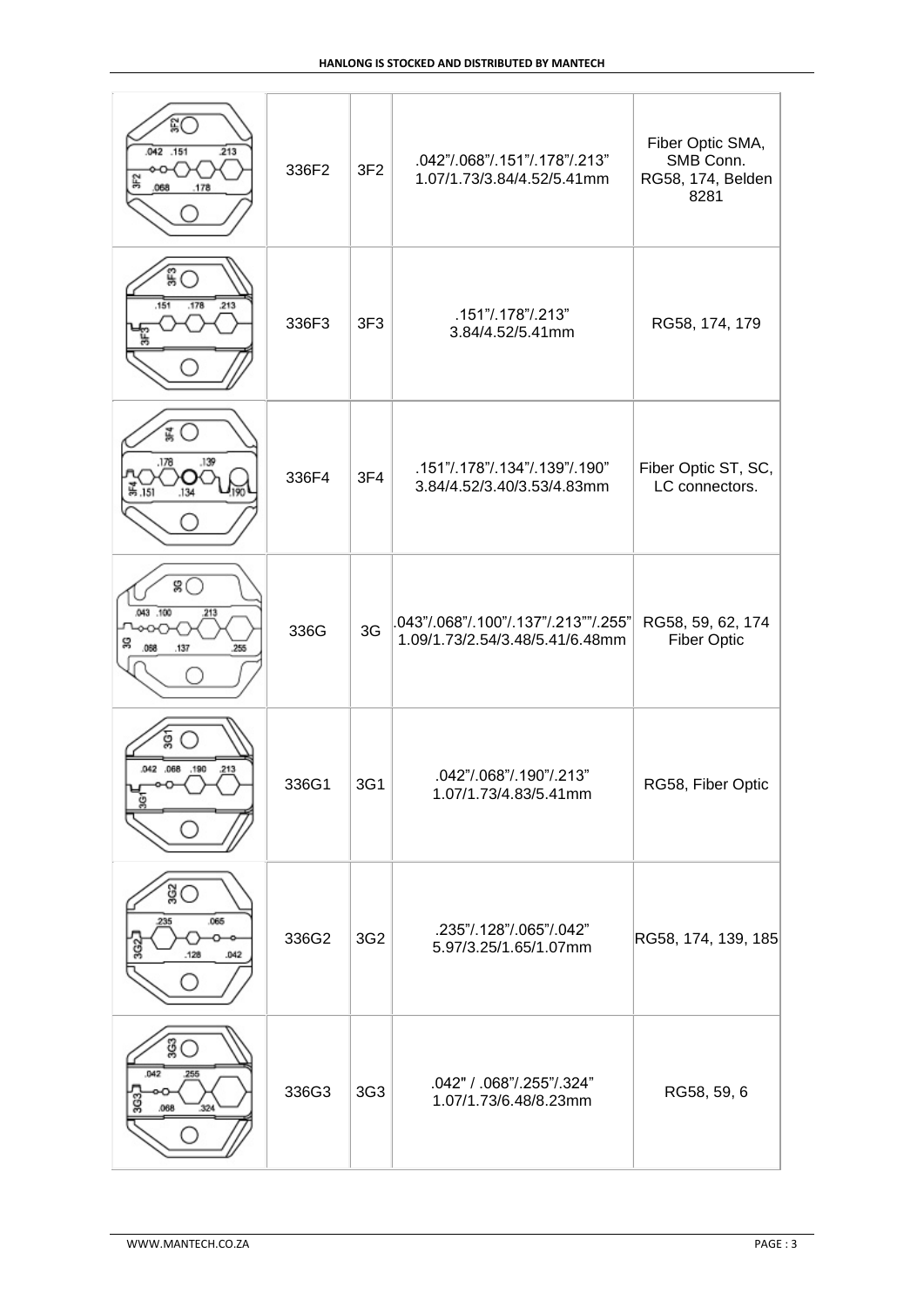| | | | | |
|---|---|---|---|---|
| | 336F2 | 3F2 | .042"/.068"/.151"/.178"/.213"<br>1.07/1.73/3.84/4.52/5.41mm | Fiber Optic SMA, SMB Conn. RG58, 174, Belden 8281 |
| | 336F3 | 3F3 | .151"/.178"/.213"<br>3.84/4.52/5.41mm | RG58, 174, 179 |
| | 336F4 | 3F4 | .151"/.178"/.134"/.139"/.190"<br>3.84/4.52/3.40/3.53/4.83mm | Fiber Optic ST, SC, LC connectors. |
| | 336G | 3G | .043"/.068"/.100"/.137"/.213""/.255"<br>1.09/1.73/2.54/3.48/5.41/6.48mm | RG58, 59, 62, 174 Fiber Optic |
| | 336G1 | 3G1 | .042"/.068"/.190"/.213"<br>1.07/1.73/4.83/5.41mm | RG58, Fiber Optic |
| | 336G2 | 3G2 | .235"/.128"/.065"/.042"<br>5.97/3.25/1.65/1.07mm | RG58, 174, 139, 185 |
| | 336G3 | 3G3 | .042" / .068"/.255"/.324"<br>1.07/1.73/6.48/8.23mm | RG58, 59, 6 |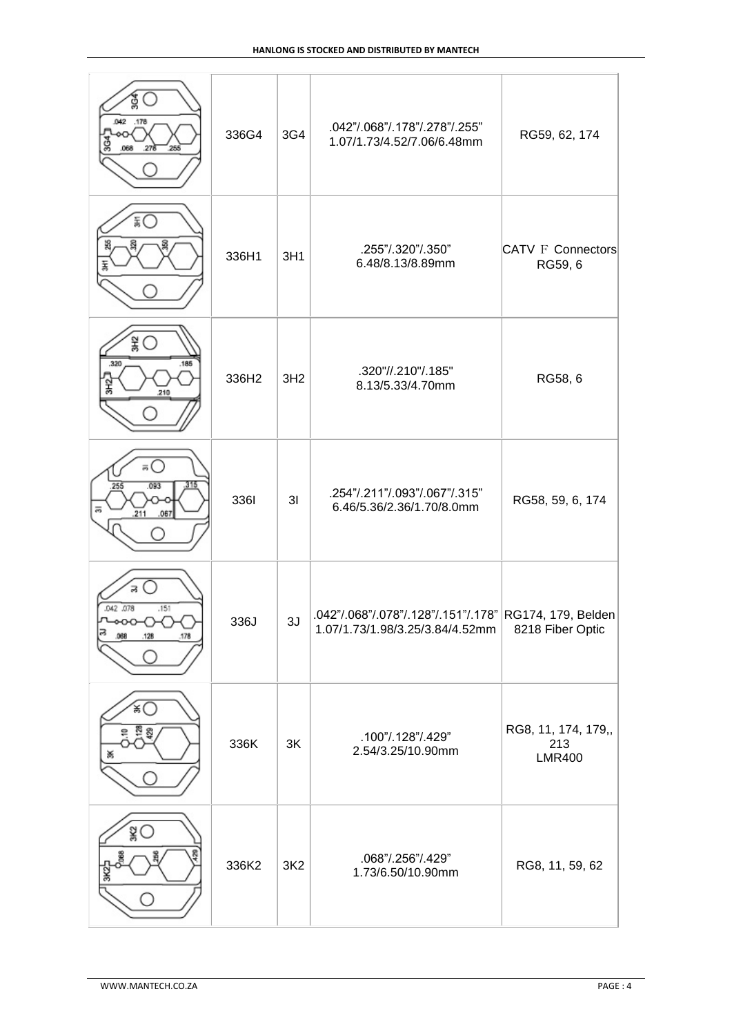| | | | | |
|---|---|---|---|---|
| | 336G4 | 3G4 | .042"/.068"/.178"/.278"/.255"<br>1.07/1.73/4.52/7.06/6.48mm | RG59, 62, 174 |
| | 336H1 | 3H1 | .255"/.320"/.350"<br>6.48/8.13/8.89mm | CATV F Connectors<br>RG59, 6 |
| | 336H2 | 3H2 | .320"/.210"/.185"<br>8.13/5.33/4.70mm | RG58, 6 |
| | 336I | 3I | .254"/.211"/.093"/.067"/.315"<br>6.46/5.36/2.36/1.70/8.0mm | RG58, 59, 6, 174 |
| | 336J | 3J | .042"/.068"/.078"/.128"/.151"/.178"<br>1.07/1.73/1.98/3.25/3.84/4.52mm | RG174, 179, Belden<br>8218 Fiber Optic |
| | 336K | 3K | .100"/.128"/.429"<br>2.54/3.25/10.90mm | RG8, 11, 174, 179,,<br>213<br>LMR400 |
| | 336K2 | 3K2 | .068"/.256"/.429"<br>1.73/6.50/10.90mm | RG8, 11, 59, 62 |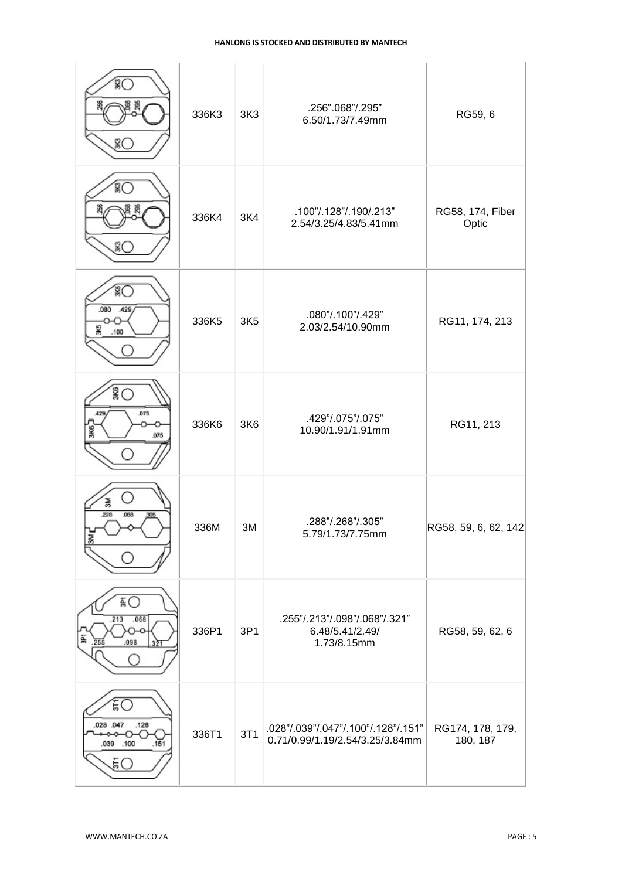| | 336K3 | 3K3 | .256".068"/.295"<br>6.50/1.73/7.49mm | RG59, 6 |
|---|---|---|---|---|
| | 336K4 | 3K4 | .100"/.128"/.190/.213"<br>2.54/3.25/4.83/5.41mm | RG58, 174, Fiber Optic |
| | 336K5 | 3K5 | .080"/.100"/.429"<br>2.03/2.54/10.90mm | RG11, 174, 213 |
| | 336K6 | 3K6 | .429"/.075"/.075"<br>10.90/1.91/1.91mm | RG11, 213 |
| | 336M | 3M | .288"/.268"/.305"<br>5.79/1.73/7.75mm | RG58, 59, 6, 62, 142 |
| | 336P1 | 3P1 | .255"/.213"/.098"/.068"/.321"<br>6.48/5.41/2.49/<br>1.73/8.15mm | RG58, 59, 62, 6 |
| | 336T1 | 3T1 | .028"/.039"/.047"/.100"/.128"/.151"<br>0.71/0.99/1.19/2.54/3.25/3.84mm | RG174, 178, 179, 180, 187 |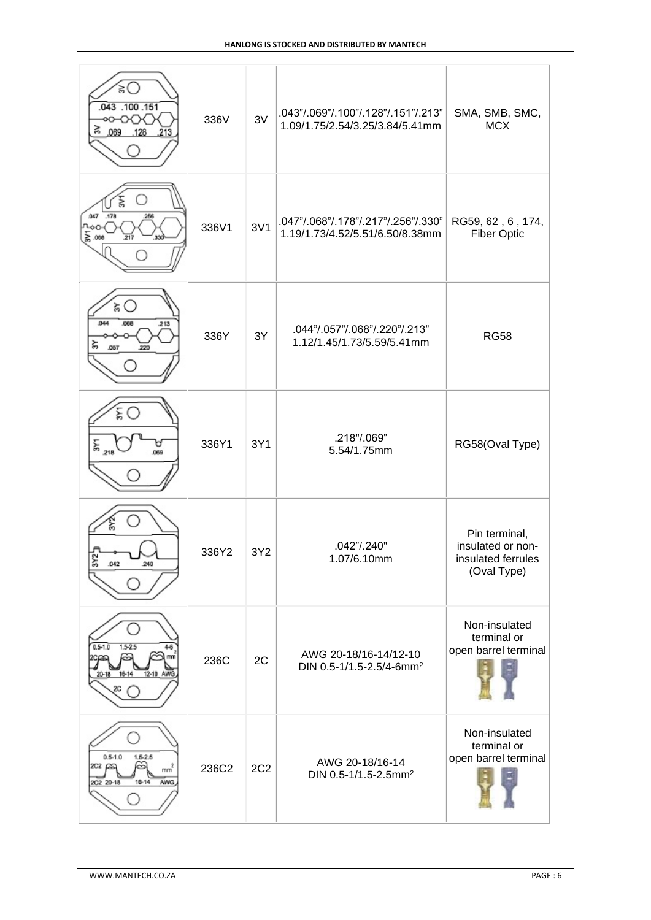| | | | | |
|---|---|---|---|---|
| | 336V | 3V | .043"/.069"/.100"/.128"/.151"/.213"<br>1.09/1.75/2.54/3.25/3.84/5.41mm | SMA, SMB, SMC, MCX |
| | 336V1 | 3V1 | .047"/.068"/.178"/.217"/.256"/.330"<br>1.19/1.73/4.52/5.51/6.50/8.38mm | RG59, 62 , 6 , 174, Fiber Optic |
| | 336Y | 3Y | .044"/.057"/.068"/.220"/.213"<br>1.12/1.45/1.73/5.59/5.41mm | RG58 |
| | 336Y1 | 3Y1 | .218"/.069"<br>5.54/1.75mm | RG58(Oval Type) |
| | 336Y2 | 3Y2 | .042"/.240"<br>1.07/6.10mm | Pin terminal, insulated or non-insulated ferrules (Oval Type) |
| | 236C | 2C | AWG 20-18/16-14/12-10<br>DIN 0.5-1/1.5-2.5/4-6mm² | Non-insulated terminal or open barrel terminal |
| | 236C2 | 2C2 | AWG 20-18/16-14<br>DIN 0.5-1/1.5-2.5mm² | Non-insulated terminal or open barrel terminal |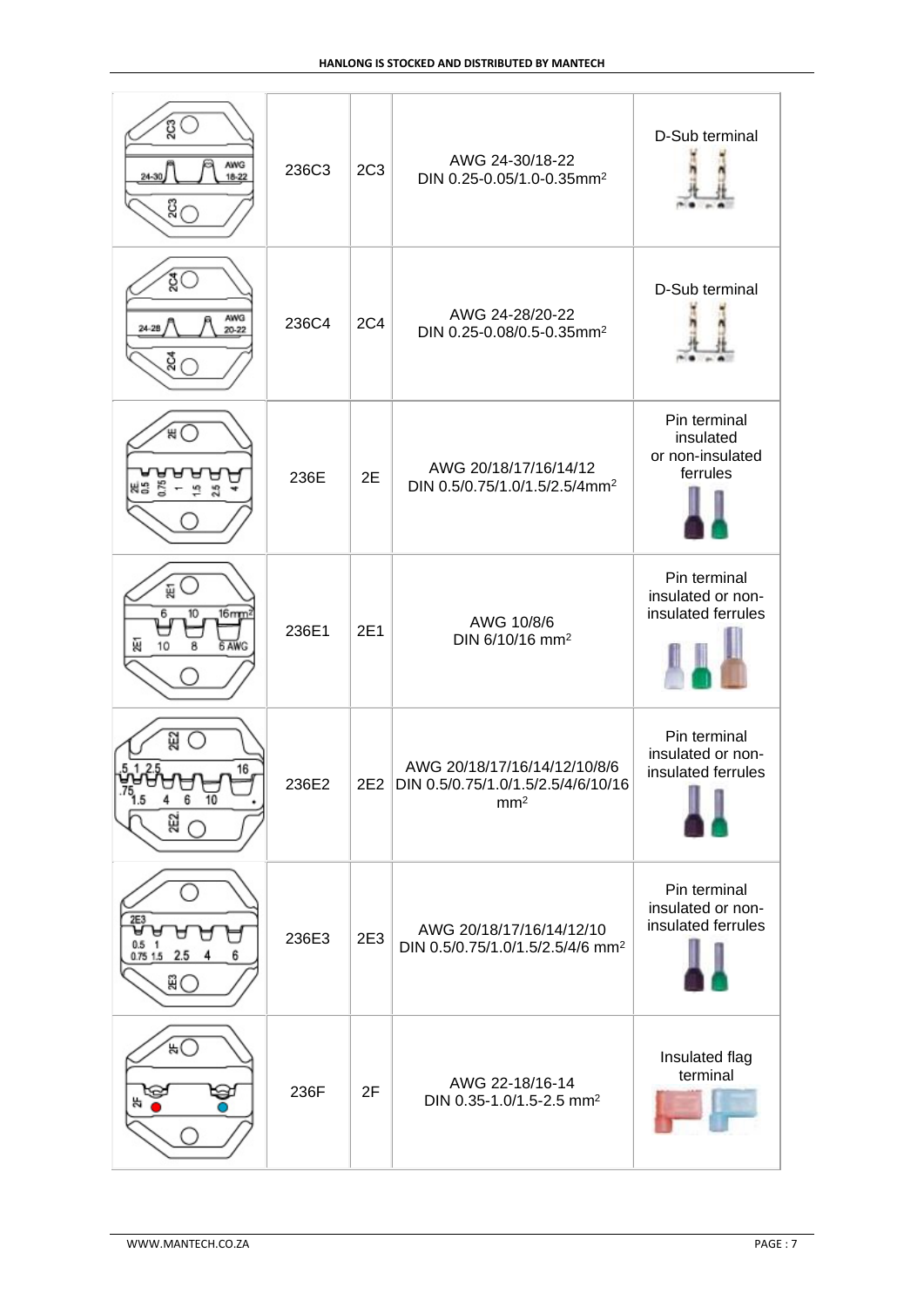| | | | | |
|---|---|---|---|---|
| | 236C3 | 2C3 | AWG 24-30/18-22<br>DIN 0.25-0.05/1.0-0.35mm$^2$ | D-Sub terminal |
| | 236C4 | 2C4 | AWG 24-28/20-22<br>DIN 0.25-0.08/0.5-0.35mm$^2$ | D-Sub terminal |
| | 236E | 2E | AWG 20/18/17/16/14/12<br>DIN 0.5/0.75/1.0/1.5/2.5/4mm$^2$ | Pin terminal insulated or non-insulated ferrules |
| | 236E1 | 2E1 | AWG 10/8/6<br>DIN 6/10/16 mm$^2$ | Pin terminal insulated or non-insulated ferrules |
| | 236E2 | 2E2 | AWG 20/18/17/16/14/12/10/8/6<br>DIN 0.5/0.75/1.0/1.5/2.5/4/6/10/16 mm$^2$ | Pin terminal insulated or non-insulated ferrules |
| | 236E3 | 2E3 | AWG 20/18/17/16/14/12/10<br>DIN 0.5/0.75/1.0/1.5/2.5/4/6 mm$^2$ | Pin terminal insulated or non-insulated ferrules |
| | 236F | 2F | AWG 22-18/16-14<br>DIN 0.35-1.0/1.5-2.5 mm$^2$ | Insulated flag terminal |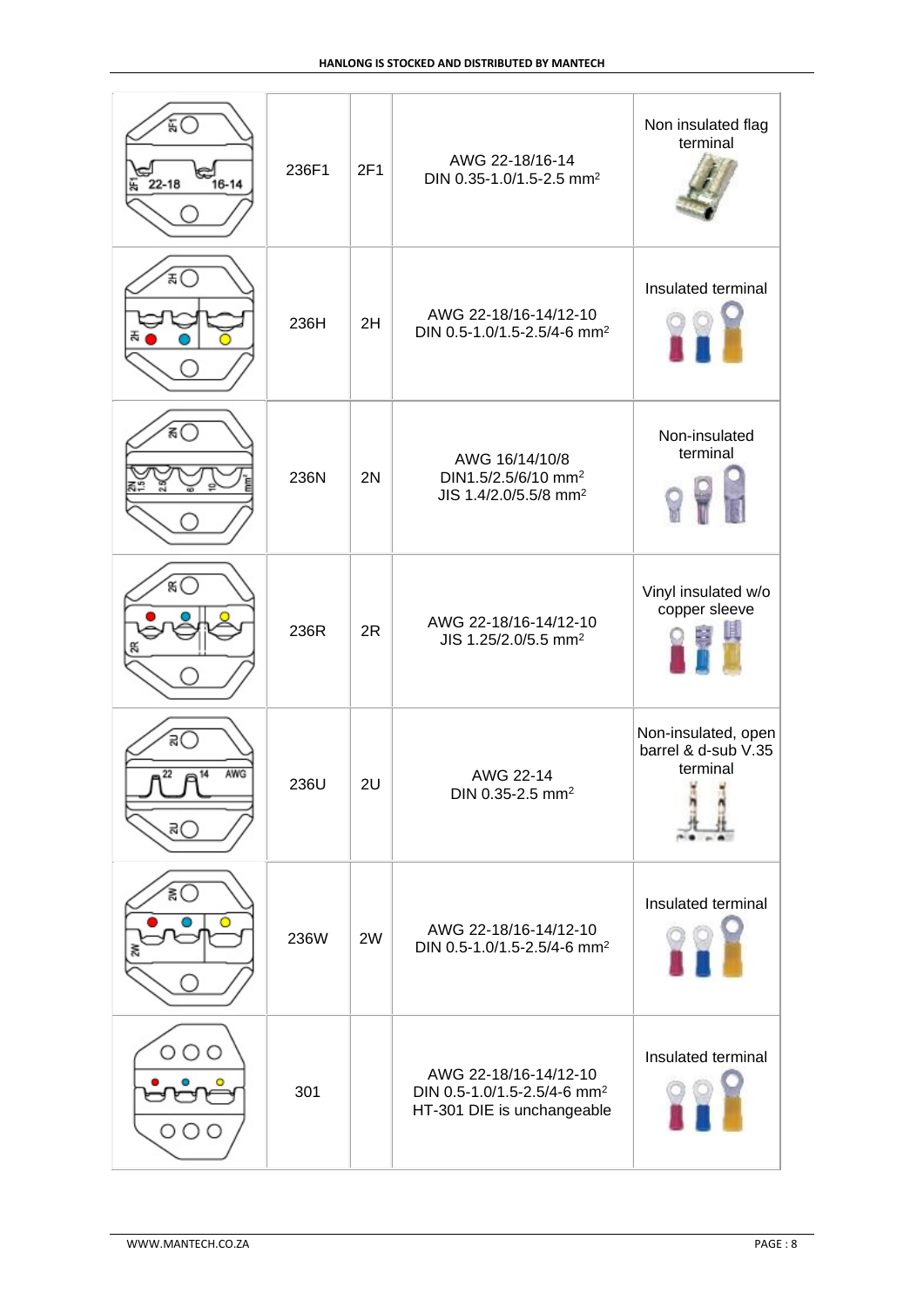| | | | | |
|---|---|---|---|---|
| | 236F1 | 2F1 | AWG 22-18/16-14<br>DIN 0.35-1.0/1.5-2.5 mm$^2$ | Non insulated flag terminal |
| | 236H | 2H | AWG 22-18/16-14/12-10<br>DIN 0.5-1.0/1.5-2.5/4-6 mm$^2$ | Insulated terminal |
| | 236N | 2N | AWG 16/14/10/8<br>DIN1.5/2.5/6/10 mm$^2$<br>JIS 1.4/2.0/5.5/8 mm$^2$ | Non-insulated terminal |
| | 236R | 2R | AWG 22-18/16-14/12-10<br>JIS 1.25/2.0/5.5 mm$^2$ | Vinyl insulated w/o copper sleeve |
| | 236U | 2U | AWG 22-14<br>DIN 0.35-2.5 mm$^2$ | Non-insulated, open barrel & d-sub V.35 terminal |
| | 236W | 2W | AWG 22-18/16-14/12-10<br>DIN 0.5-1.0/1.5-2.5/4-6 mm$^2$ | Insulated terminal |
| | 301 | | AWG 22-18/16-14/12-10<br>DIN 0.5-1.0/1.5-2.5/4-6 mm$^2$<br>HT-301 DIE is unchangeable | Insulated terminal |